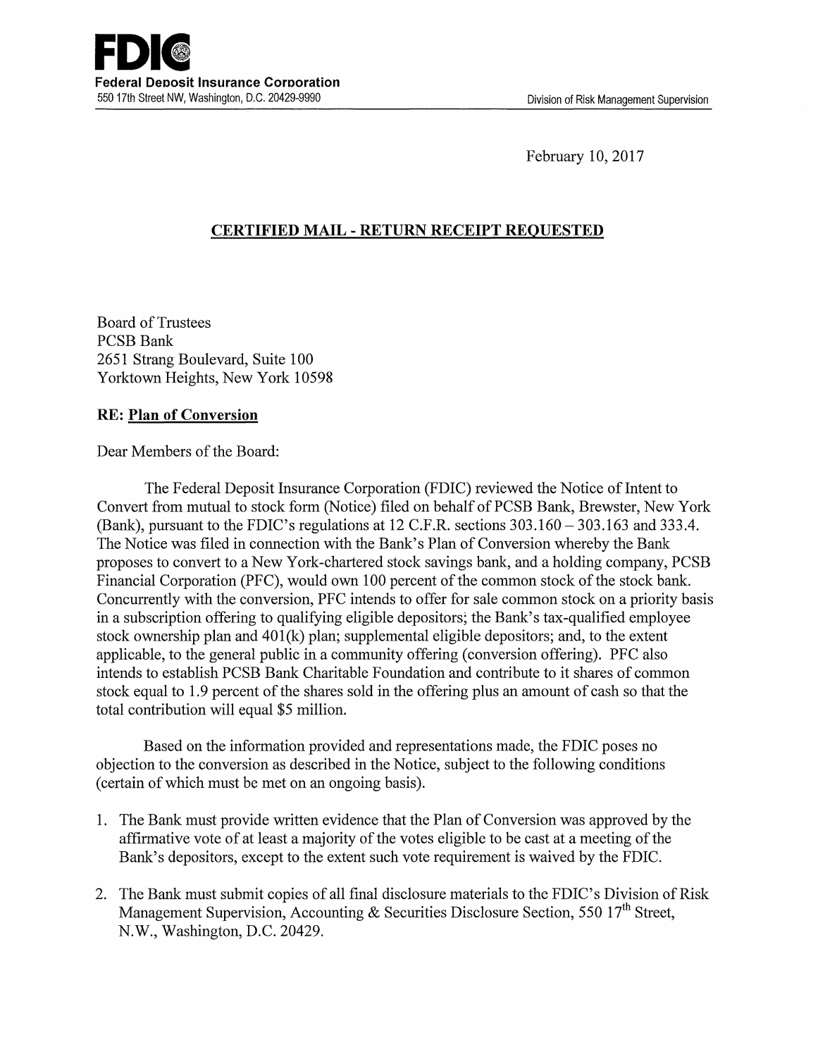**FDIC**
**Federal Deposit Insurance Corporation**
550 17th Street NW, Washington, D.C. 20429-9990

Division of Risk Management Supervision

February 10, 2017

**CERTIFIED MAIL - RETURN RECEIPT REQUESTED**

Board of Trustees
PCSB Bank
2651 Strang Boulevard, Suite 100
Yorktown Heights, New York 10598

**RE: Plan of Conversion**

Dear Members of the Board:

The Federal Deposit Insurance Corporation (FDIC) reviewed the Notice of Intent to Convert from mutual to stock form (Notice) filed on behalf of PCSB Bank, Brewster, New York (Bank), pursuant to the FDIC's regulations at 12 C.F.R. sections 303.160 – 303.163 and 333.4. The Notice was filed in connection with the Bank's Plan of Conversion whereby the Bank proposes to convert to a New York-chartered stock savings bank, and a holding company, PCSB Financial Corporation (PFC), would own 100 percent of the common stock of the stock bank. Concurrently with the conversion, PFC intends to offer for sale common stock on a priority basis in a subscription offering to qualifying eligible depositors; the Bank's tax-qualified employee stock ownership plan and 401(k) plan; supplemental eligible depositors; and, to the extent applicable, to the general public in a community offering (conversion offering). PFC also intends to establish PCSB Bank Charitable Foundation and contribute to it shares of common stock equal to 1.9 percent of the shares sold in the offering plus an amount of cash so that the total contribution will equal $5 million.

Based on the information provided and representations made, the FDIC poses no objection to the conversion as described in the Notice, subject to the following conditions (certain of which must be met on an ongoing basis).

1. The Bank must provide written evidence that the Plan of Conversion was approved by the affirmative vote of at least a majority of the votes eligible to be cast at a meeting of the Bank's depositors, except to the extent such vote requirement is waived by the FDIC.

2. The Bank must submit copies of all final disclosure materials to the FDIC's Division of Risk Management Supervision, Accounting & Securities Disclosure Section, 550 17th Street, N.W., Washington, D.C. 20429.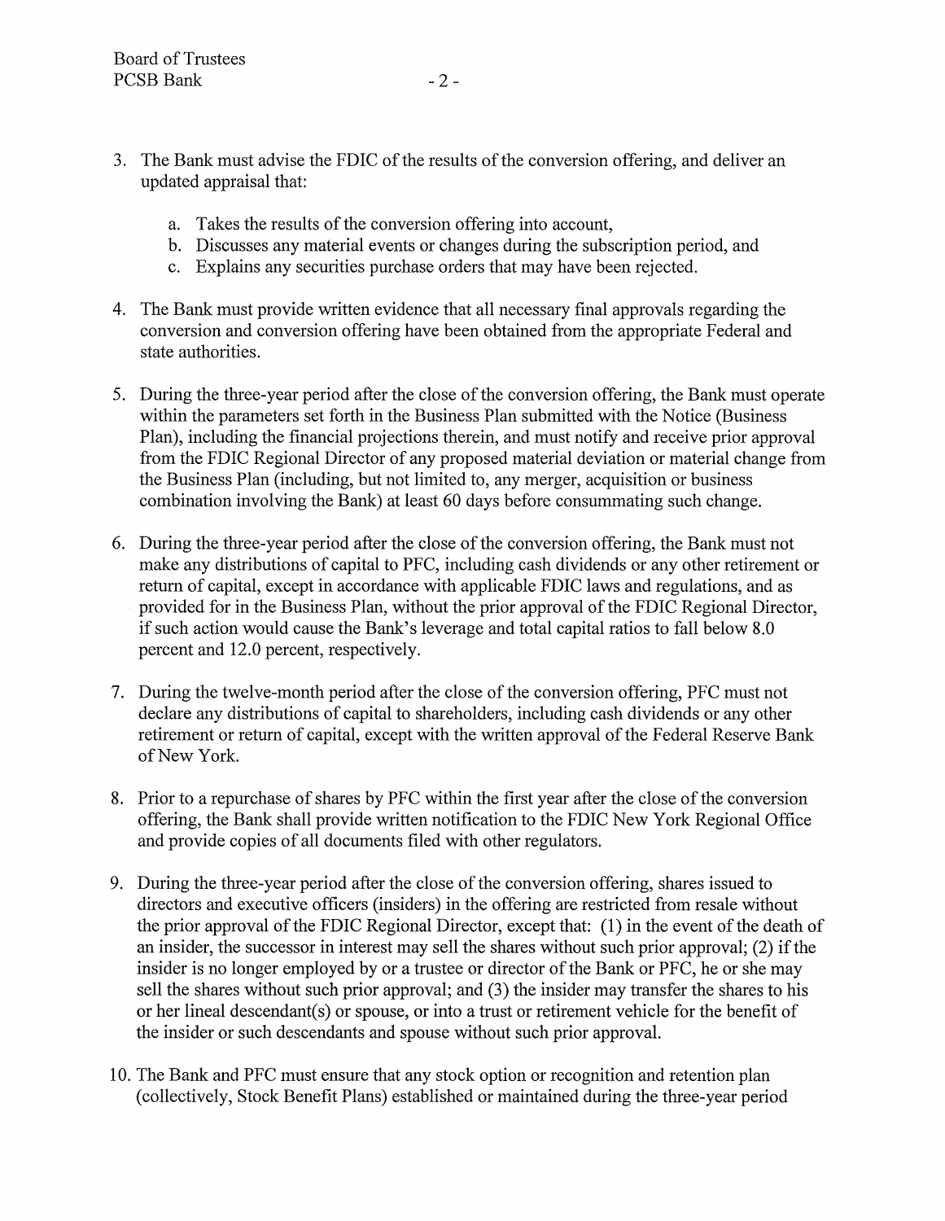3. The Bank must advise the FDIC of the results of the conversion offering, and deliver an updated appraisal that:

   a. Takes the results of the conversion offering into account,
   b. Discusses any material events or changes during the subscription period, and
   c. Explains any securities purchase orders that may have been rejected.

4. The Bank must provide written evidence that all necessary final approvals regarding the conversion and conversion offering have been obtained from the appropriate Federal and state authorities.

5. During the three-year period after the close of the conversion offering, the Bank must operate within the parameters set forth in the Business Plan submitted with the Notice (Business Plan), including the financial projections therein, and must notify and receive prior approval from the FDIC Regional Director of any proposed material deviation or material change from the Business Plan (including, but not limited to, any merger, acquisition or business combination involving the Bank) at least 60 days before consummating such change.

6. During the three-year period after the close of the conversion offering, the Bank must not make any distributions of capital to PFC, including cash dividends or any other retirement or return of capital, except in accordance with applicable FDIC laws and regulations, and as provided for in the Business Plan, without the prior approval of the FDIC Regional Director, if such action would cause the Bank's leverage and total capital ratios to fall below 8.0 percent and 12.0 percent, respectively.

7. During the twelve-month period after the close of the conversion offering, PFC must not declare any distributions of capital to shareholders, including cash dividends or any other retirement or return of capital, except with the written approval of the Federal Reserve Bank of New York.

8. Prior to a repurchase of shares by PFC within the first year after the close of the conversion offering, the Bank shall provide written notification to the FDIC New York Regional Office and provide copies of all documents filed with other regulators.

9. During the three-year period after the close of the conversion offering, shares issued to directors and executive officers (insiders) in the offering are restricted from resale without the prior approval of the FDIC Regional Director, except that: (1) in the event of the death of an insider, the successor in interest may sell the shares without such prior approval; (2) if the insider is no longer employed by or a trustee or director of the Bank or PFC, he or she may sell the shares without such prior approval; and (3) the insider may transfer the shares to his or her lineal descendant(s) or spouse, or into a trust or retirement vehicle for the benefit of the insider or such descendants and spouse without such prior approval.

10. The Bank and PFC must ensure that any stock option or recognition and retention plan (collectively, Stock Benefit Plans) established or maintained during the three-year period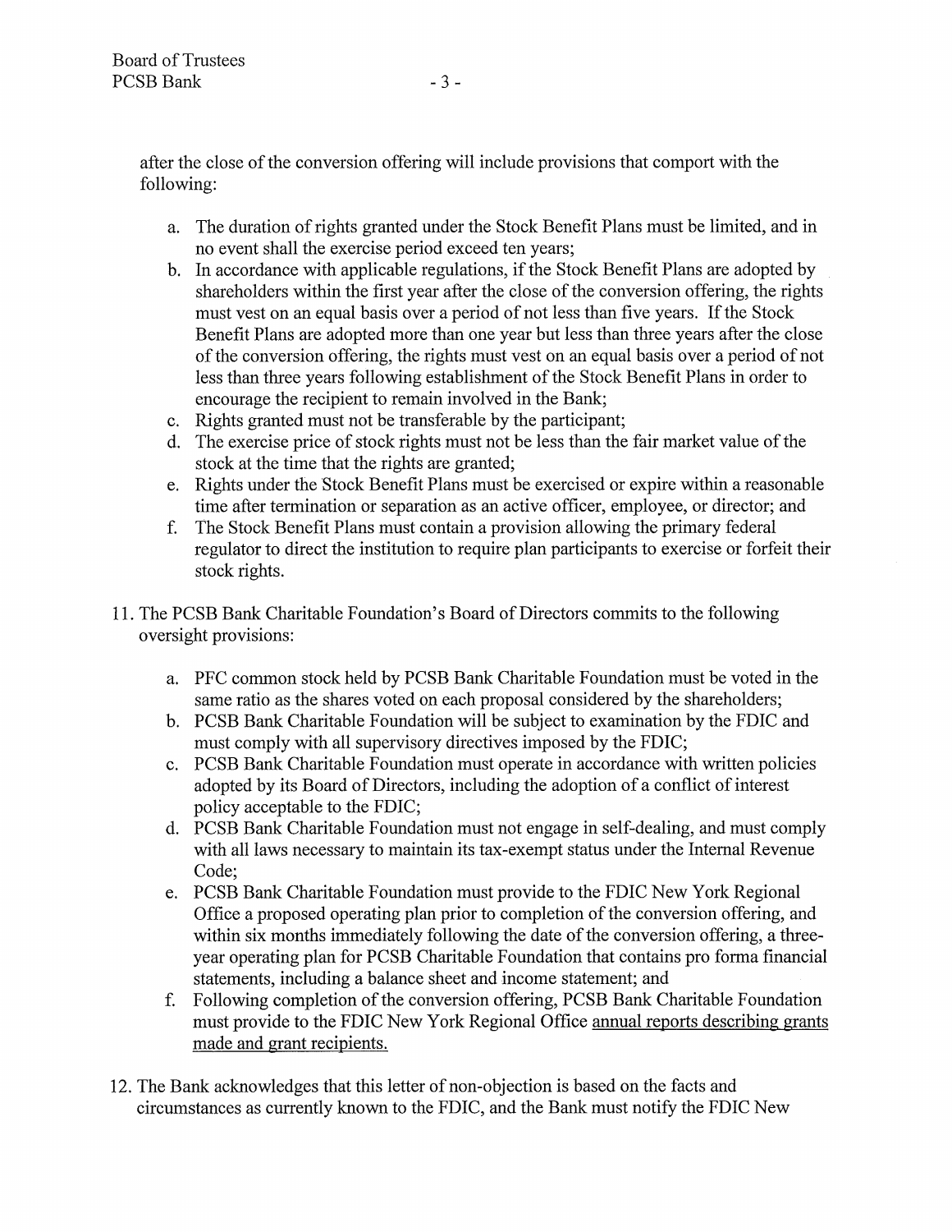after the close of the conversion offering will include provisions that comport with the following:

a. The duration of rights granted under the Stock Benefit Plans must be limited, and in no event shall the exercise period exceed ten years;
b. In accordance with applicable regulations, if the Stock Benefit Plans are adopted by shareholders within the first year after the close of the conversion offering, the rights must vest on an equal basis over a period of not less than five years. If the Stock Benefit Plans are adopted more than one year but less than three years after the close of the conversion offering, the rights must vest on an equal basis over a period of not less than three years following establishment of the Stock Benefit Plans in order to encourage the recipient to remain involved in the Bank;
c. Rights granted must not be transferable by the participant;
d. The exercise price of stock rights must not be less than the fair market value of the stock at the time that the rights are granted;
e. Rights under the Stock Benefit Plans must be exercised or expire within a reasonable time after termination or separation as an active officer, employee, or director; and
f. The Stock Benefit Plans must contain a provision allowing the primary federal regulator to direct the institution to require plan participants to exercise or forfeit their stock rights.

11. The PCSB Bank Charitable Foundation's Board of Directors commits to the following oversight provisions:

    a. PFC common stock held by PCSB Bank Charitable Foundation must be voted in the same ratio as the shares voted on each proposal considered by the shareholders;
    b. PCSB Bank Charitable Foundation will be subject to examination by the FDIC and must comply with all supervisory directives imposed by the FDIC;
    c. PCSB Bank Charitable Foundation must operate in accordance with written policies adopted by its Board of Directors, including the adoption of a conflict of interest policy acceptable to the FDIC;
    d. PCSB Bank Charitable Foundation must not engage in self-dealing, and must comply with all laws necessary to maintain its tax-exempt status under the Internal Revenue Code;
    e. PCSB Bank Charitable Foundation must provide to the FDIC New York Regional Office a proposed operating plan prior to completion of the conversion offering, and within six months immediately following the date of the conversion offering, a three-year operating plan for PCSB Charitable Foundation that contains pro forma financial statements, including a balance sheet and income statement; and
    f. Following completion of the conversion offering, PCSB Bank Charitable Foundation must provide to the FDIC New York Regional Office annual reports describing grants made and grant recipients.

12. The Bank acknowledges that this letter of non-objection is based on the facts and circumstances as currently known to the FDIC, and the Bank must notify the FDIC New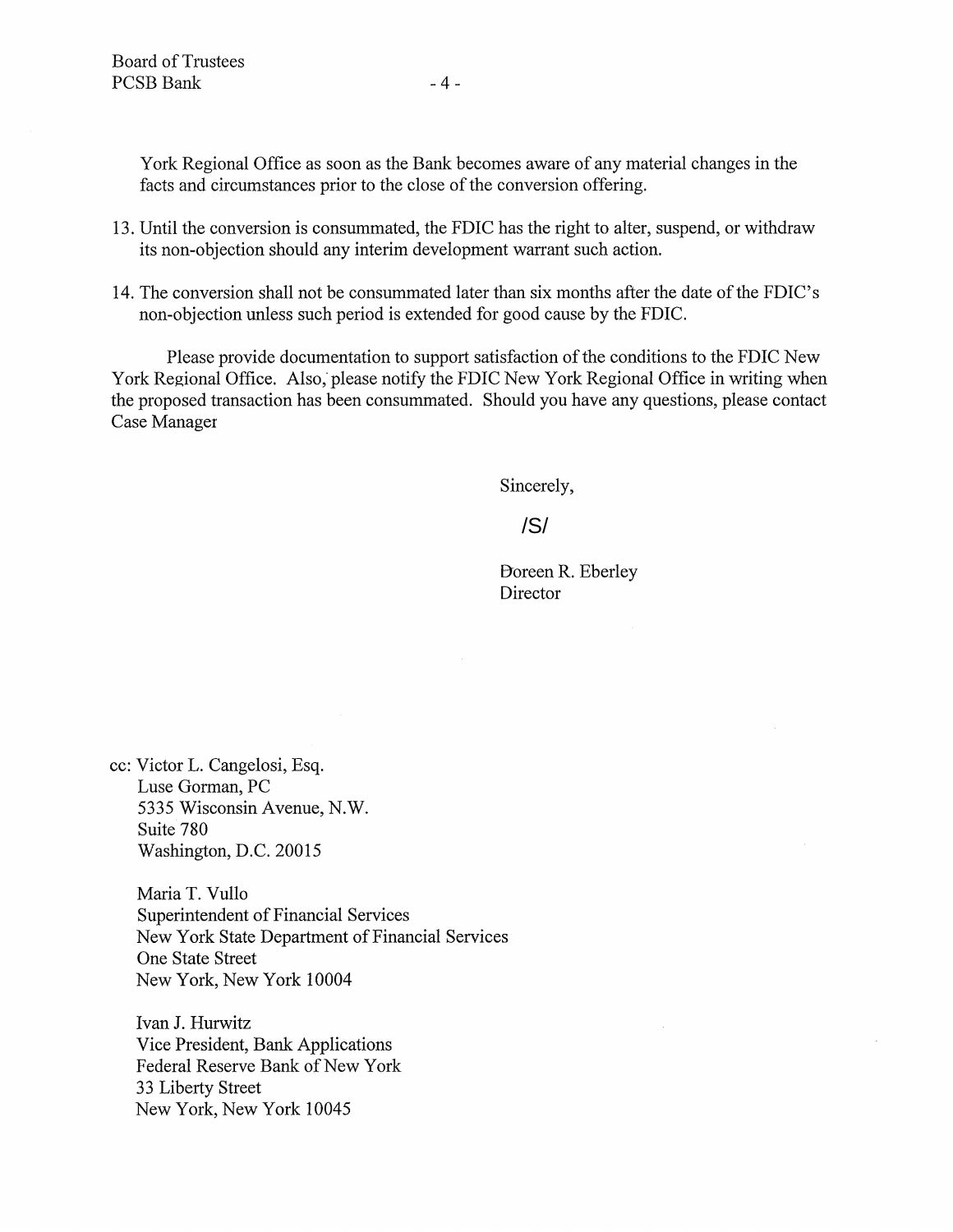York Regional Office as soon as the Bank becomes aware of any material changes in the facts and circumstances prior to the close of the conversion offering.

13. Until the conversion is consummated, the FDIC has the right to alter, suspend, or withdraw its non-objection should any interim development warrant such action.

14. The conversion shall not be consummated later than six months after the date of the FDIC's non-objection unless such period is extended for good cause by the FDIC.

Please provide documentation to support satisfaction of the conditions to the FDIC New York Regional Office. Also, please notify the FDIC New York Regional Office in writing when the proposed transaction has been consummated. Should you have any questions, please contact Case Manager

Sincerely,

/S/

Doreen R. Eberley
Director

cc: Victor L. Cangelosi, Esq.
Luse Gorman, PC
5335 Wisconsin Avenue, N.W.
Suite 780
Washington, D.C. 20015

Maria T. Vullo
Superintendent of Financial Services
New York State Department of Financial Services
One State Street
New York, New York 10004

Ivan J. Hurwitz
Vice President, Bank Applications
Federal Reserve Bank of New York
33 Liberty Street
New York, New York 10045